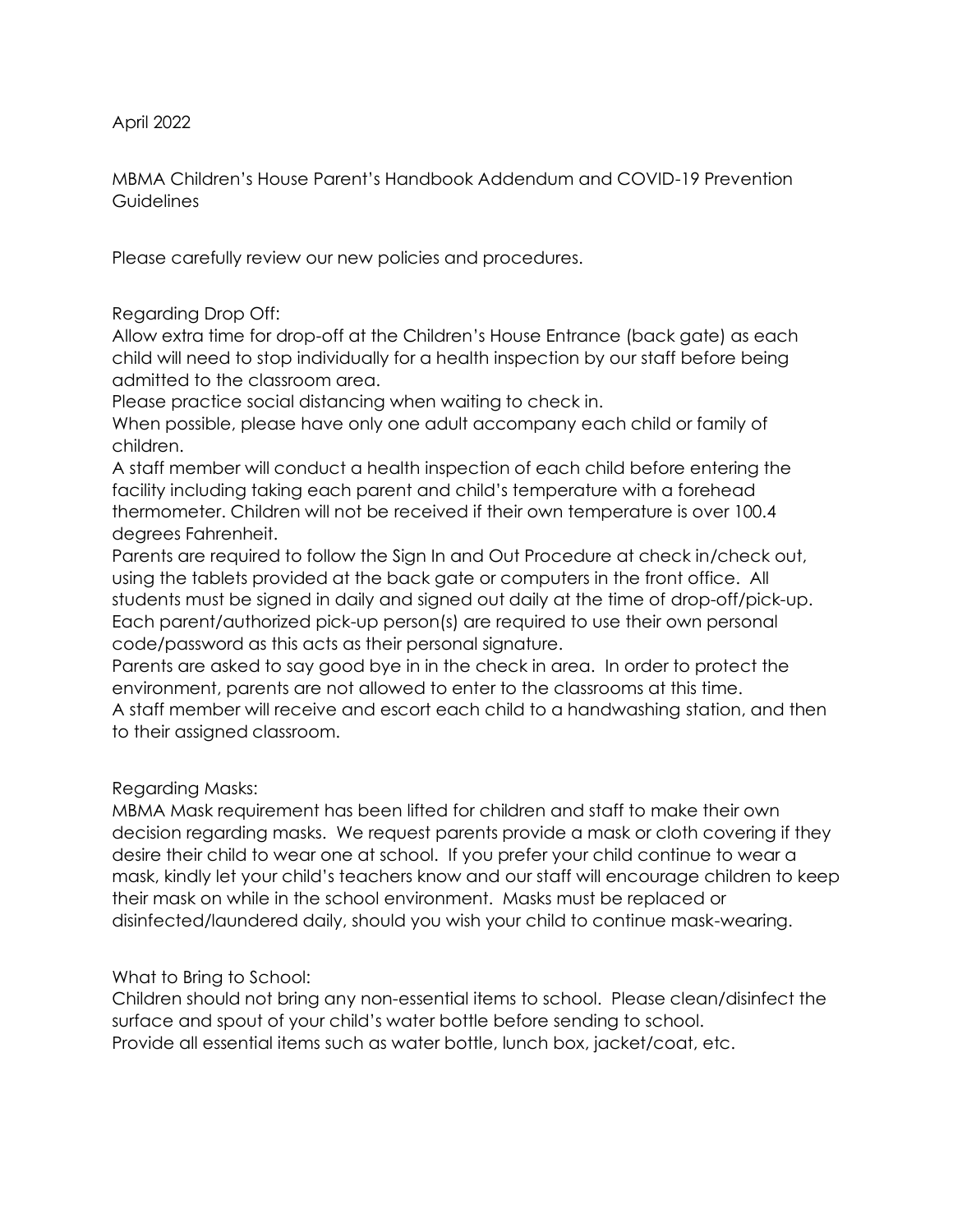April 2022

MBMA Children's House Parent's Handbook Addendum and COVID-19 Prevention Guidelines

Please carefully review our new policies and procedures.

Regarding Drop Off:

Allow extra time for drop-off at the Children's House Entrance (back gate) as each child will need to stop individually for a health inspection by our staff before being admitted to the classroom area.

Please practice social distancing when waiting to check in.

When possible, please have only one adult accompany each child or family of children.

A staff member will conduct a health inspection of each child before entering the facility including taking each parent and child's temperature with a forehead thermometer. Children will not be received if their own temperature is over 100.4 degrees Fahrenheit.

Parents are required to follow the Sign In and Out Procedure at check in/check out, using the tablets provided at the back gate or computers in the front office. All students must be signed in daily and signed out daily at the time of drop-off/pick-up. Each parent/authorized pick-up person(s) are required to use their own personal code/password as this acts as their personal signature.

Parents are asked to say good bye in in the check in area. In order to protect the environment, parents are not allowed to enter to the classrooms at this time.

A staff member will receive and escort each child to a handwashing station, and then to their assigned classroom.

Regarding Masks:

MBMA Mask requirement has been lifted for children and staff to make their own decision regarding masks. We request parents provide a mask or cloth covering if they desire their child to wear one at school. If you prefer your child continue to wear a mask, kindly let your child's teachers know and our staff will encourage children to keep their mask on while in the school environment. Masks must be replaced or disinfected/laundered daily, should you wish your child to continue mask-wearing.

What to Bring to School:

Children should not bring any non-essential items to school. Please clean/disinfect the surface and spout of your child's water bottle before sending to school.

Provide all essential items such as water bottle, lunch box, jacket/coat, etc.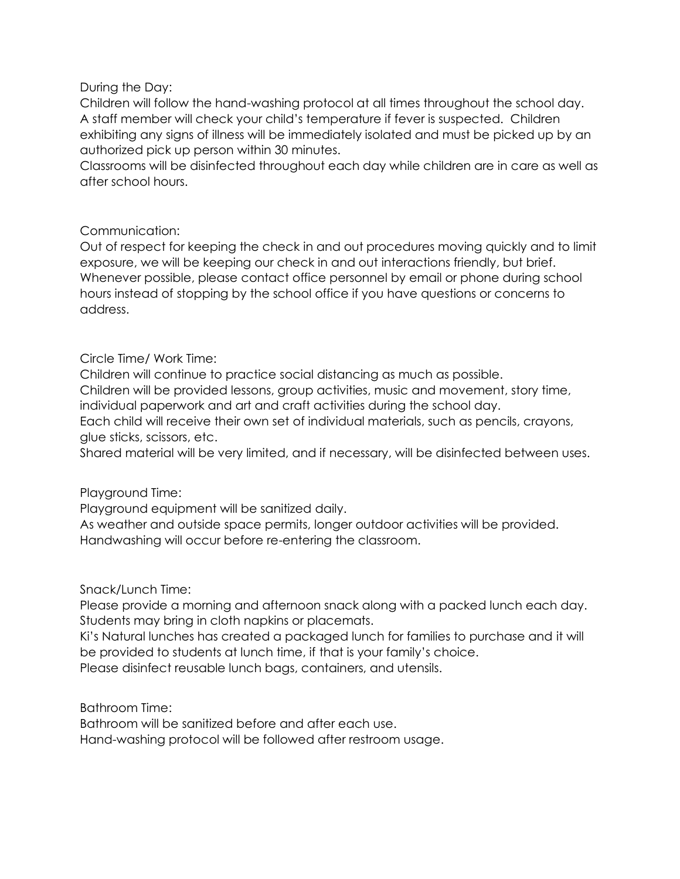## During the Day:

Children will follow the hand-washing protocol at all times throughout the school day. A staff member will check your child's temperature if fever is suspected. Children exhibiting any signs of illness will be immediately isolated and must be picked up by an authorized pick up person within 30 minutes.

Classrooms will be disinfected throughout each day while children are in care as well as after school hours.

## Communication:

Out of respect for keeping the check in and out procedures moving quickly and to limit exposure, we will be keeping our check in and out interactions friendly, but brief. Whenever possible, please contact office personnel by email or phone during school hours instead of stopping by the school office if you have questions or concerns to address.

## Circle Time/ Work Time:

Children will continue to practice social distancing as much as possible.

Children will be provided lessons, group activities, music and movement, story time, individual paperwork and art and craft activities during the school day.

Each child will receive their own set of individual materials, such as pencils, crayons, glue sticks, scissors, etc.

Shared material will be very limited, and if necessary, will be disinfected between uses.

## Playground Time:

Playground equipment will be sanitized daily.

As weather and outside space permits, longer outdoor activities will be provided.

Handwashing will occur before re-entering the classroom.

## Snack/Lunch Time:

Please provide a morning and afternoon snack along with a packed lunch each day.

Students may bring in cloth napkins or placemats.

Ki's Natural lunches has created a packaged lunch for families to purchase and it will be provided to students at lunch time, if that is your family's choice.

Please disinfect reusable lunch bags, containers, and utensils.

## Bathroom Time:

Bathroom will be sanitized before and after each use.

Hand-washing protocol will be followed after restroom usage.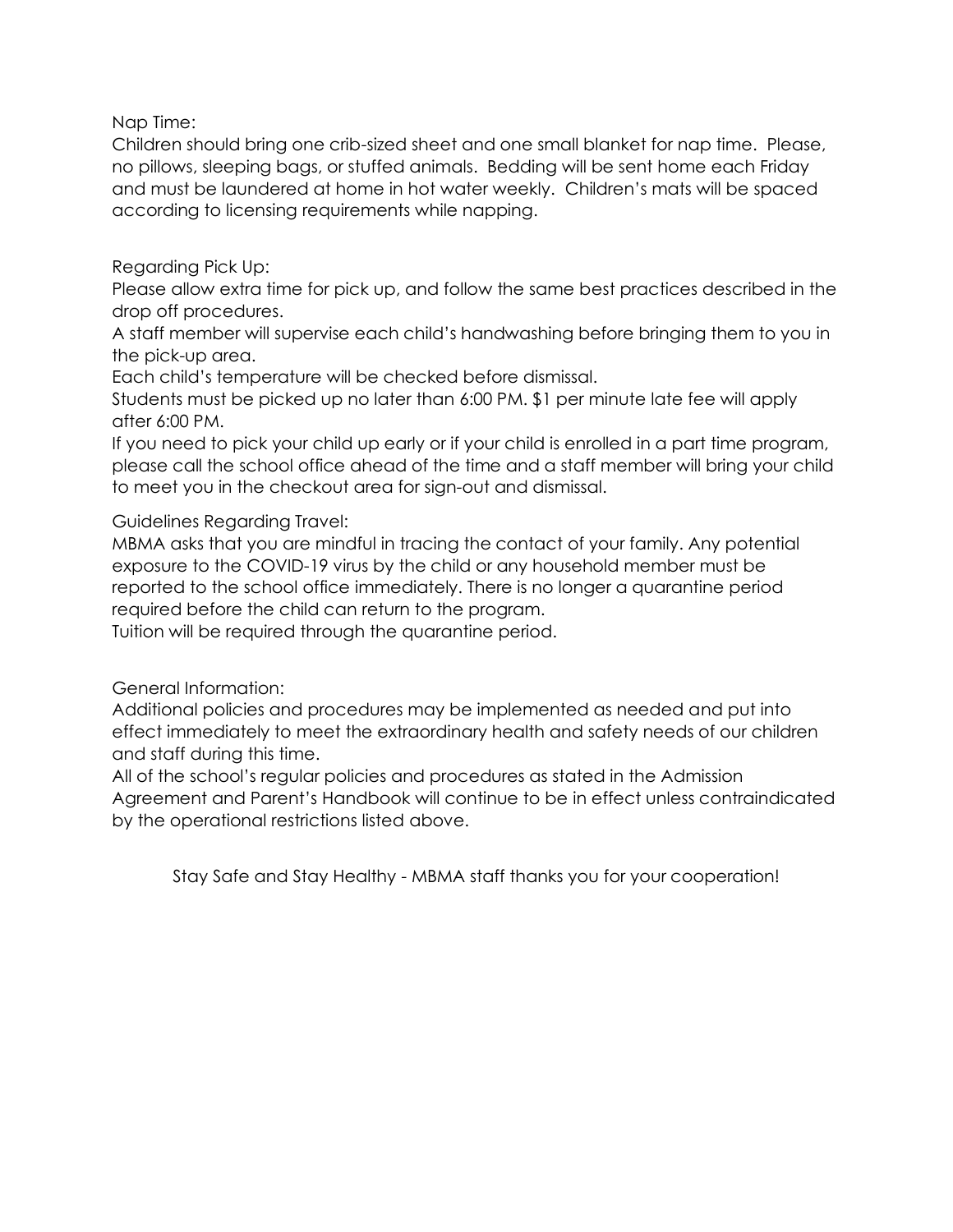Nap Time:

Children should bring one crib-sized sheet and one small blanket for nap time. Please, no pillows, sleeping bags, or stuffed animals. Bedding will be sent home each Friday and must be laundered at home in hot water weekly. Children's mats will be spaced according to licensing requirements while napping.

Regarding Pick Up:

Please allow extra time for pick up, and follow the same best practices described in the drop off procedures.

A staff member will supervise each child's handwashing before bringing them to you in the pick-up area.

Each child's temperature will be checked before dismissal.

Students must be picked up no later than 6:00 PM. $1 per minute late fee will apply after 6:00 PM.

If you need to pick your child up early or if your child is enrolled in a part time program, please call the school office ahead of the time and a staff member will bring your child to meet you in the checkout area for sign-out and dismissal.

Guidelines Regarding Travel:

MBMA asks that you are mindful in tracing the contact of your family. Any potential exposure to the COVID-19 virus by the child or any household member must be reported to the school office immediately. There is no longer a quarantine period required before the child can return to the program.

Tuition will be required through the quarantine period.

General Information:

Additional policies and procedures may be implemented as needed and put into effect immediately to meet the extraordinary health and safety needs of our children and staff during this time.

All of the school's regular policies and procedures as stated in the Admission Agreement and Parent's Handbook will continue to be in effect unless contraindicated by the operational restrictions listed above.

Stay Safe and Stay Healthy - MBMA staff thanks you for your cooperation!